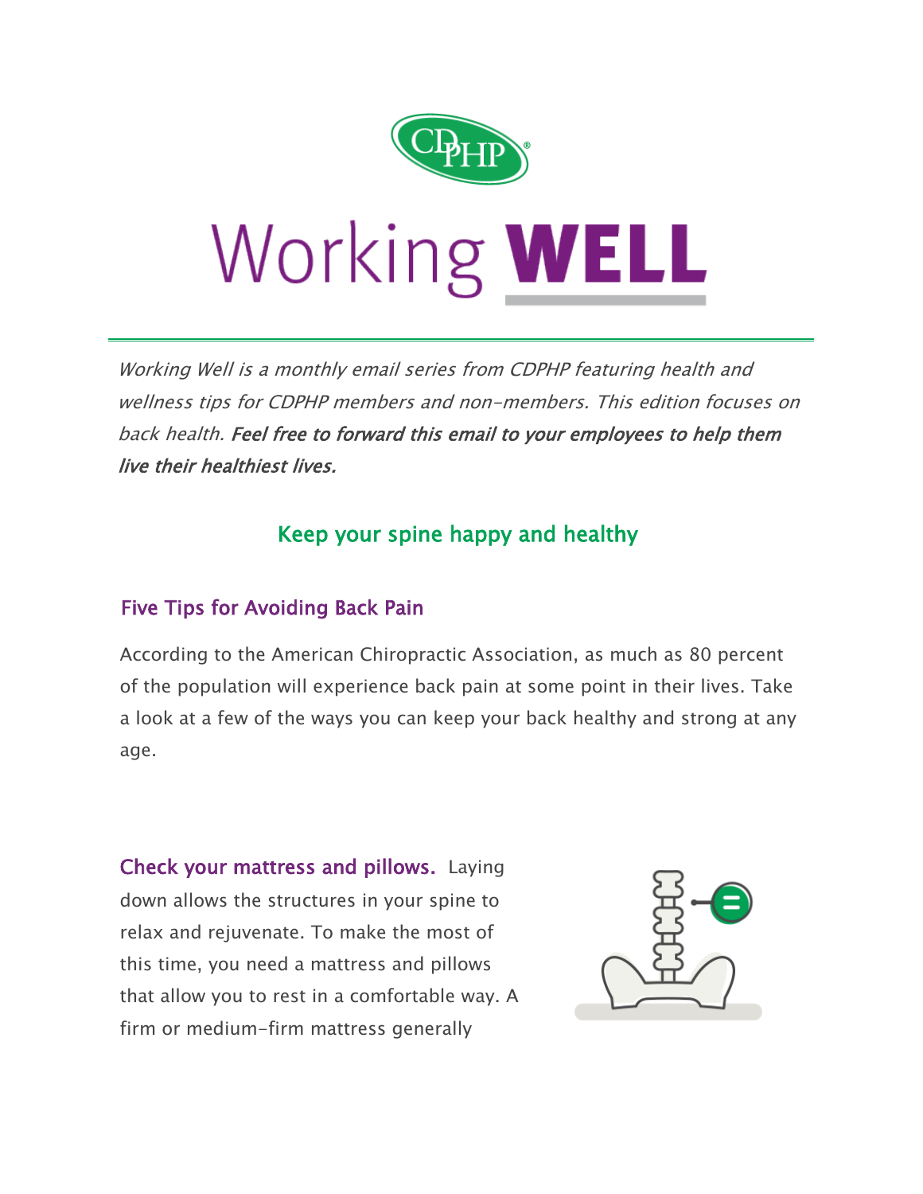# Working **WELL**

*Working Well is a monthly email series from CDPHP featuring health and wellness tips for CDPHP members and non-members. This edition focuses on back health.* ***Feel free to forward this email to your employees to help them live their healthiest lives.***

## Keep your spine happy and healthy

### Five Tips for Avoiding Back Pain

According to the American Chiropractic Association, as much as 80 percent of the population will experience back pain at some point in their lives. Take a look at a few of the ways you can keep your back healthy and strong at any age.

**Check your mattress and pillows.** Laying down allows the structures in your spine to relax and rejuvenate. To make the most of this time, you need a mattress and pillows that allow you to rest in a comfortable way. A firm or medium-firm mattress generally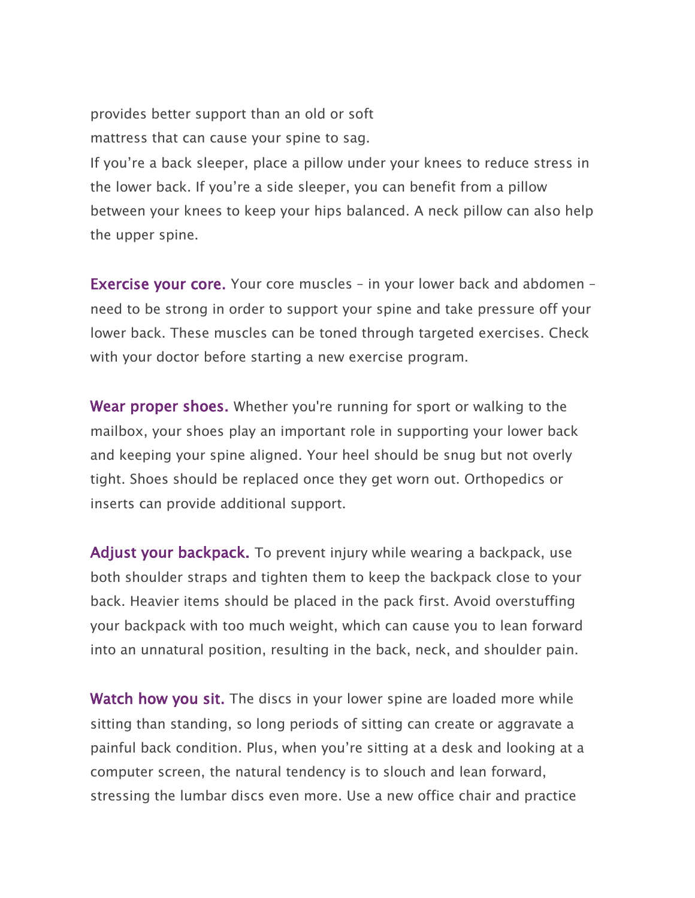provides better support than an old or soft
mattress that can cause your spine to sag.
If you're a back sleeper, place a pillow under your knees to reduce stress in the lower back. If you're a side sleeper, you can benefit from a pillow between your knees to keep your hips balanced. A neck pillow can also help the upper spine.

**Exercise your core.** Your core muscles – in your lower back and abdomen – need to be strong in order to support your spine and take pressure off your lower back. These muscles can be toned through targeted exercises. Check with your doctor before starting a new exercise program.

**Wear proper shoes.** Whether you're running for sport or walking to the mailbox, your shoes play an important role in supporting your lower back and keeping your spine aligned. Your heel should be snug but not overly tight. Shoes should be replaced once they get worn out. Orthopedics or inserts can provide additional support.

**Adjust your backpack.** To prevent injury while wearing a backpack, use both shoulder straps and tighten them to keep the backpack close to your back. Heavier items should be placed in the pack first. Avoid overstuffing your backpack with too much weight, which can cause you to lean forward into an unnatural position, resulting in the back, neck, and shoulder pain.

**Watch how you sit.** The discs in your lower spine are loaded more while sitting than standing, so long periods of sitting can create or aggravate a painful back condition. Plus, when you're sitting at a desk and looking at a computer screen, the natural tendency is to slouch and lean forward, stressing the lumbar discs even more. Use a new office chair and practice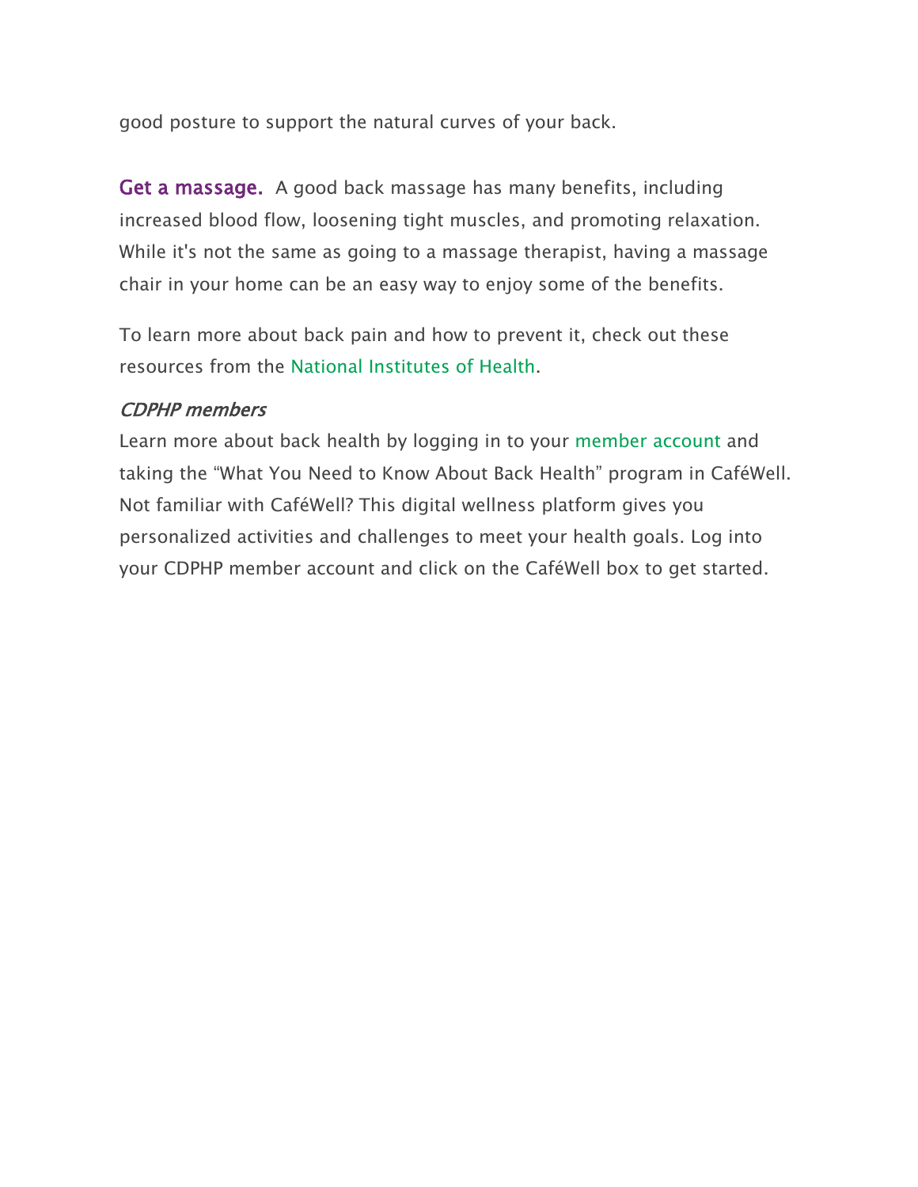good posture to support the natural curves of your back.

**Get a massage.** A good back massage has many benefits, including increased blood flow, loosening tight muscles, and promoting relaxation. While it's not the same as going to a massage therapist, having a massage chair in your home can be an easy way to enjoy some of the benefits.

To learn more about back pain and how to prevent it, check out these resources from the National Institutes of Health.

*CDPHP members*

Learn more about back health by logging in to your member account and taking the "What You Need to Know About Back Health" program in CaféWell. Not familiar with CaféWell? This digital wellness platform gives you personalized activities and challenges to meet your health goals. Log into your CDPHP member account and click on the CaféWell box to get started.